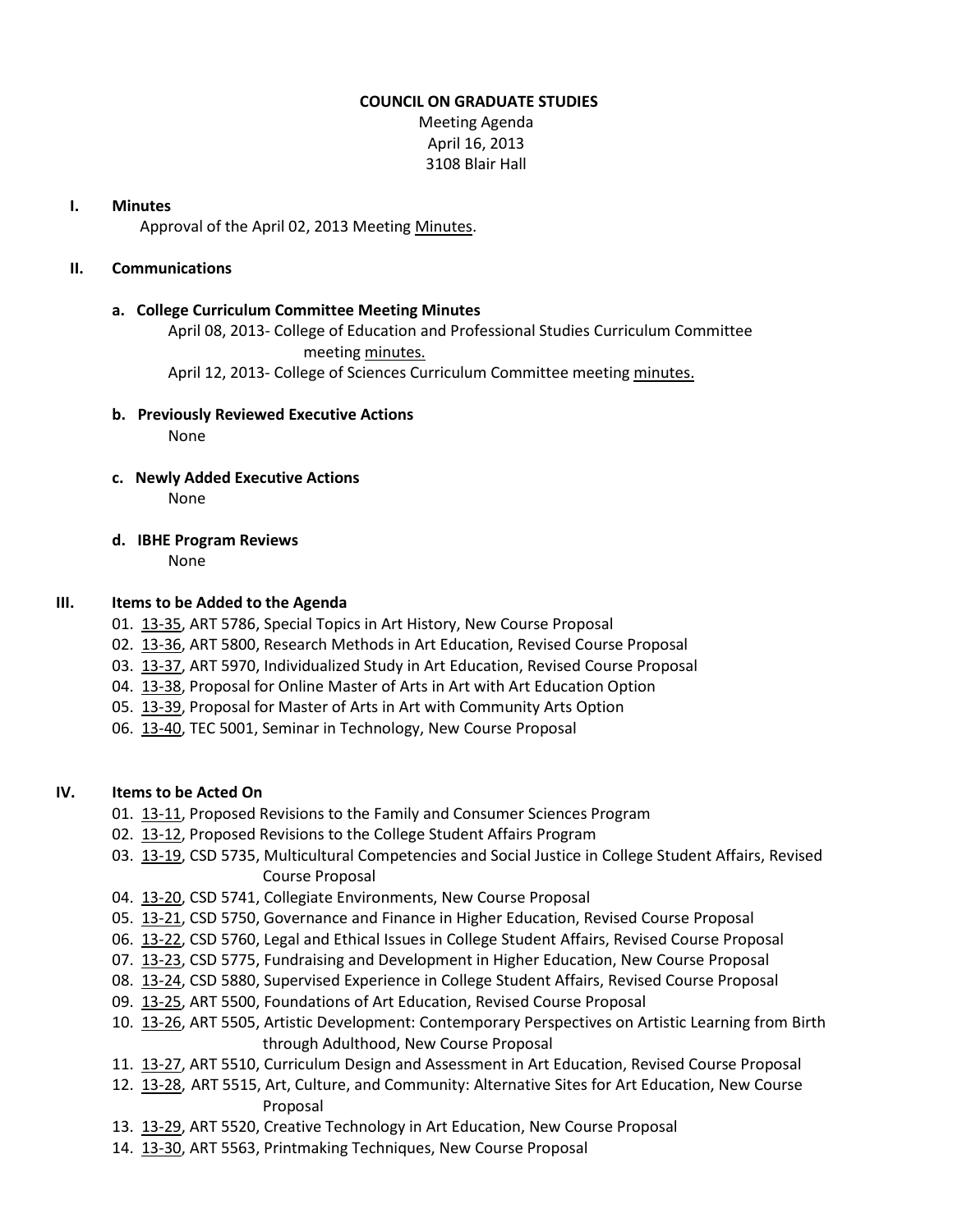**COUNCIL ON GRADUATE STUDIES**

Meeting Agenda
April 16, 2013
3108 Blair Hall

## I. Minutes

Approval of the April 02, 2013 Meeting Minutes.

## II. Communications

### a. College Curriculum Committee Meeting Minutes

April 08, 2013- College of Education and Professional Studies Curriculum Committee meeting minutes.

April 12, 2013- College of Sciences Curriculum Committee meeting minutes.

### b. Previously Reviewed Executive Actions

None

### c. Newly Added Executive Actions

None

### d. IBHE Program Reviews

None

## III. Items to be Added to the Agenda

01. 13-35, ART 5786, Special Topics in Art History, New Course Proposal
02. 13-36, ART 5800, Research Methods in Art Education, Revised Course Proposal
03. 13-37, ART 5970, Individualized Study in Art Education, Revised Course Proposal
04. 13-38, Proposal for Online Master of Arts in Art with Art Education Option
05. 13-39, Proposal for Master of Arts in Art with Community Arts Option
06. 13-40, TEC 5001, Seminar in Technology, New Course Proposal

## IV. Items to be Acted On

01. 13-11, Proposed Revisions to the Family and Consumer Sciences Program
02. 13-12, Proposed Revisions to the College Student Affairs Program
03. 13-19, CSD 5735, Multicultural Competencies and Social Justice in College Student Affairs, Revised Course Proposal
04. 13-20, CSD 5741, Collegiate Environments, New Course Proposal
05. 13-21, CSD 5750, Governance and Finance in Higher Education, Revised Course Proposal
06. 13-22, CSD 5760, Legal and Ethical Issues in College Student Affairs, Revised Course Proposal
07. 13-23, CSD 5775, Fundraising and Development in Higher Education, New Course Proposal
08. 13-24, CSD 5880, Supervised Experience in College Student Affairs, Revised Course Proposal
09. 13-25, ART 5500, Foundations of Art Education, Revised Course Proposal
10. 13-26, ART 5505, Artistic Development: Contemporary Perspectives on Artistic Learning from Birth through Adulthood, New Course Proposal
11. 13-27, ART 5510, Curriculum Design and Assessment in Art Education, Revised Course Proposal
12. 13-28, ART 5515, Art, Culture, and Community: Alternative Sites for Art Education, New Course Proposal
13. 13-29, ART 5520, Creative Technology in Art Education, New Course Proposal
14. 13-30, ART 5563, Printmaking Techniques, New Course Proposal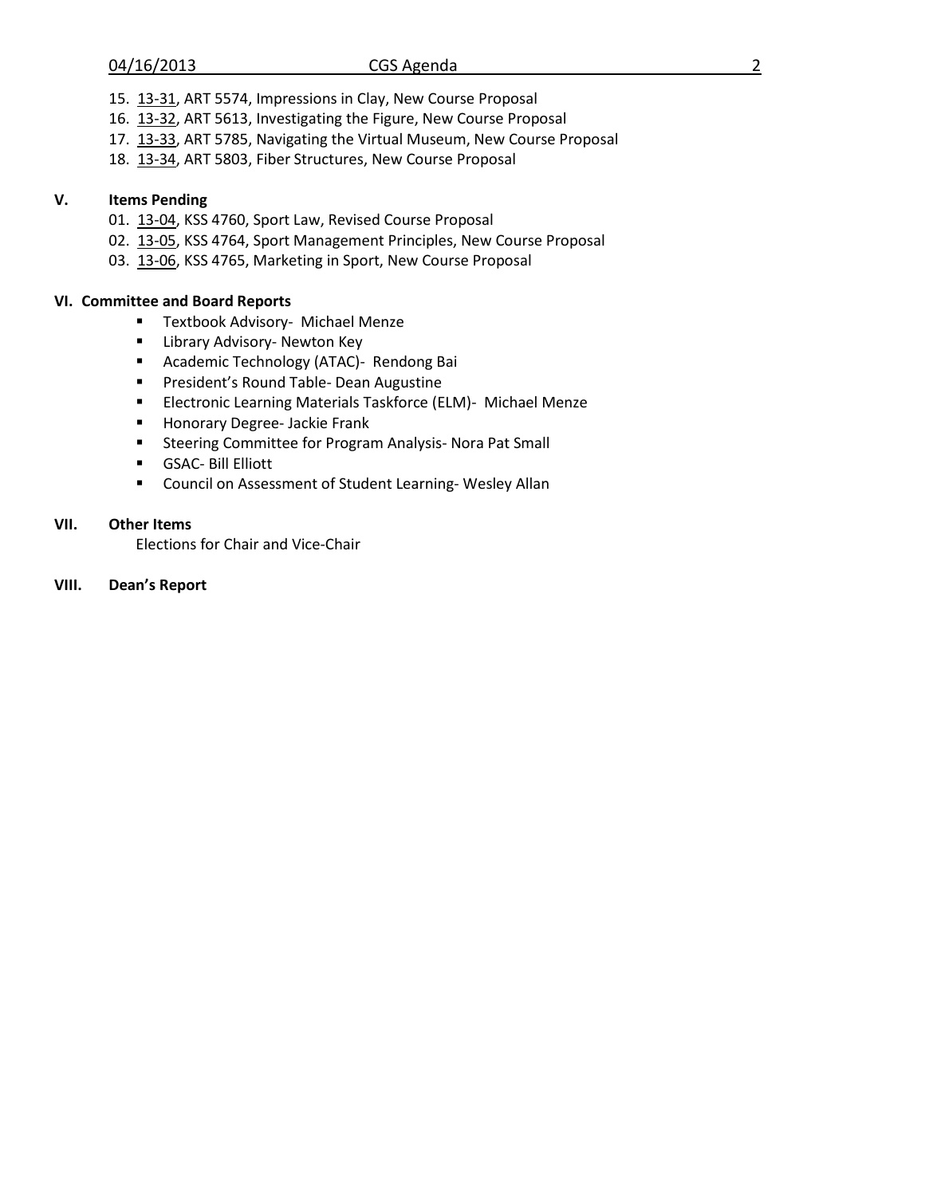15. 13-31, ART 5574, Impressions in Clay, New Course Proposal
16. 13-32, ART 5613, Investigating the Figure, New Course Proposal
17. 13-33, ART 5785, Navigating the Virtual Museum, New Course Proposal
18. 13-34, ART 5803, Fiber Structures, New Course Proposal

## V. Items Pending

01. 13-04, KSS 4760, Sport Law, Revised Course Proposal
02. 13-05, KSS 4764, Sport Management Principles, New Course Proposal
03. 13-06, KSS 4765, Marketing in Sport, New Course Proposal

## VI. Committee and Board Reports

- Textbook Advisory- Michael Menze
- Library Advisory- Newton Key
- Academic Technology (ATAC)- Rendong Bai
- President's Round Table- Dean Augustine
- Electronic Learning Materials Taskforce (ELM)- Michael Menze
- Honorary Degree- Jackie Frank
- Steering Committee for Program Analysis- Nora Pat Small
- GSAC- Bill Elliott
- Council on Assessment of Student Learning- Wesley Allan

## VII. Other Items

Elections for Chair and Vice-Chair

## VIII. Dean's Report